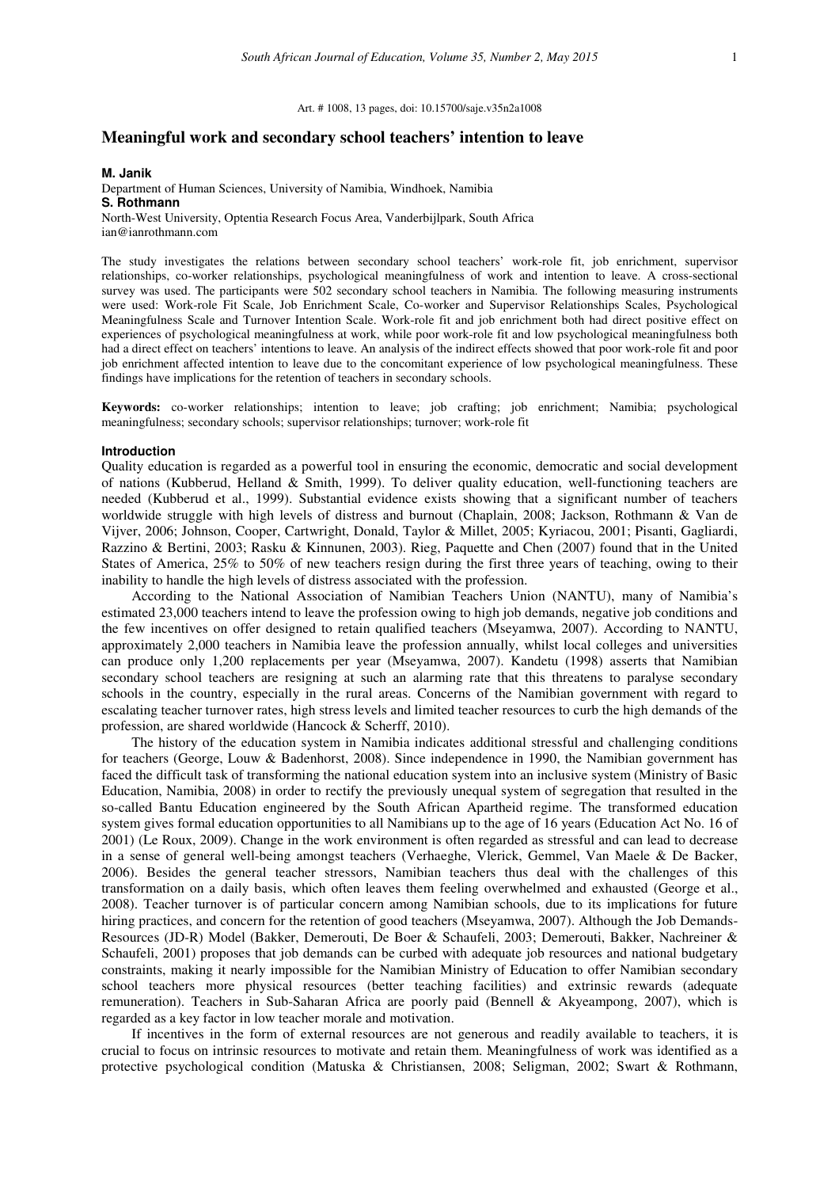Art. # 1008, 13 pages, doi: 10.15700/saje.v35n2a1008

# Meaningful work and secondary school teachers' intention to leave

**M. Janik**
Department of Human Sciences, University of Namibia, Windhoek, Namibia
**S. Rothmann**
North-West University, Optentia Research Focus Area, Vanderbijlpark, South Africa
ian@ianrothmann.com

The study investigates the relations between secondary school teachers' work-role fit, job enrichment, supervisor relationships, co-worker relationships, psychological meaningfulness of work and intention to leave. A cross-sectional survey was used. The participants were 502 secondary school teachers in Namibia. The following measuring instruments were used: Work-role Fit Scale, Job Enrichment Scale, Co-worker and Supervisor Relationships Scales, Psychological Meaningfulness Scale and Turnover Intention Scale. Work-role fit and job enrichment both had direct positive effect on experiences of psychological meaningfulness at work, while poor work-role fit and low psychological meaningfulness both had a direct effect on teachers' intentions to leave. An analysis of the indirect effects showed that poor work-role fit and poor job enrichment affected intention to leave due to the concomitant experience of low psychological meaningfulness. These findings have implications for the retention of teachers in secondary schools.

**Keywords:** co-worker relationships; intention to leave; job crafting; job enrichment; Namibia; psychological meaningfulness; secondary schools; supervisor relationships; turnover; work-role fit

## Introduction

Quality education is regarded as a powerful tool in ensuring the economic, democratic and social development of nations (Kubberud, Helland & Smith, 1999). To deliver quality education, well-functioning teachers are needed (Kubberud et al., 1999). Substantial evidence exists showing that a significant number of teachers worldwide struggle with high levels of distress and burnout (Chaplain, 2008; Jackson, Rothmann & Van de Vijver, 2006; Johnson, Cooper, Cartwright, Donald, Taylor & Millet, 2005; Kyriacou, 2001; Pisanti, Gagliardi, Razzino & Bertini, 2003; Rasku & Kinnunen, 2003). Rieg, Paquette and Chen (2007) found that in the United States of America, 25% to 50% of new teachers resign during the first three years of teaching, owing to their inability to handle the high levels of distress associated with the profession.

According to the National Association of Namibian Teachers Union (NANTU), many of Namibia's estimated 23,000 teachers intend to leave the profession owing to high job demands, negative job conditions and the few incentives on offer designed to retain qualified teachers (Mseyamwa, 2007). According to NANTU, approximately 2,000 teachers in Namibia leave the profession annually, whilst local colleges and universities can produce only 1,200 replacements per year (Mseyamwa, 2007). Kandetu (1998) asserts that Namibian secondary school teachers are resigning at such an alarming rate that this threatens to paralyse secondary schools in the country, especially in the rural areas. Concerns of the Namibian government with regard to escalating teacher turnover rates, high stress levels and limited teacher resources to curb the high demands of the profession, are shared worldwide (Hancock & Scherff, 2010).

The history of the education system in Namibia indicates additional stressful and challenging conditions for teachers (George, Louw & Badenhorst, 2008). Since independence in 1990, the Namibian government has faced the difficult task of transforming the national education system into an inclusive system (Ministry of Basic Education, Namibia, 2008) in order to rectify the previously unequal system of segregation that resulted in the so-called Bantu Education engineered by the South African Apartheid regime. The transformed education system gives formal education opportunities to all Namibians up to the age of 16 years (Education Act No. 16 of 2001) (Le Roux, 2009). Change in the work environment is often regarded as stressful and can lead to decrease in a sense of general well-being amongst teachers (Verhaeghe, Vlerick, Gemmel, Van Maele & De Backer, 2006). Besides the general teacher stressors, Namibian teachers thus deal with the challenges of this transformation on a daily basis, which often leaves them feeling overwhelmed and exhausted (George et al., 2008). Teacher turnover is of particular concern among Namibian schools, due to its implications for future hiring practices, and concern for the retention of good teachers (Mseyamwa, 2007). Although the Job Demands-Resources (JD-R) Model (Bakker, Demerouti, De Boer & Schaufeli, 2003; Demerouti, Bakker, Nachreiner & Schaufeli, 2001) proposes that job demands can be curbed with adequate job resources and national budgetary constraints, making it nearly impossible for the Namibian Ministry of Education to offer Namibian secondary school teachers more physical resources (better teaching facilities) and extrinsic rewards (adequate remuneration). Teachers in Sub-Saharan Africa are poorly paid (Bennell & Akyeampong, 2007), which is regarded as a key factor in low teacher morale and motivation.

If incentives in the form of external resources are not generous and readily available to teachers, it is crucial to focus on intrinsic resources to motivate and retain them. Meaningfulness of work was identified as a protective psychological condition (Matuska & Christiansen, 2008; Seligman, 2002; Swart & Rothmann,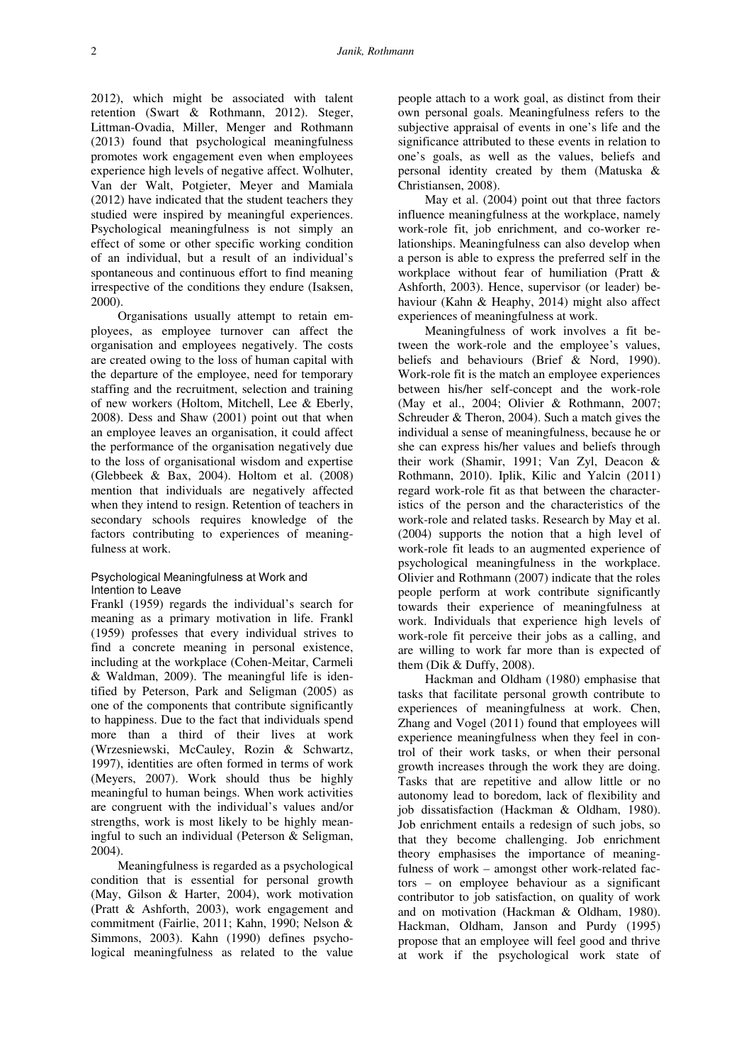2012), which might be associated with talent retention (Swart & Rothmann, 2012). Steger, Littman-Ovadia, Miller, Menger and Rothmann (2013) found that psychological meaningfulness promotes work engagement even when employees experience high levels of negative affect. Wolhuter, Van der Walt, Potgieter, Meyer and Mamiala (2012) have indicated that the student teachers they studied were inspired by meaningful experiences. Psychological meaningfulness is not simply an effect of some or other specific working condition of an individual, but a result of an individual's spontaneous and continuous effort to find meaning irrespective of the conditions they endure (Isaksen, 2000).

Organisations usually attempt to retain employees, as employee turnover can affect the organisation and employees negatively. The costs are created owing to the loss of human capital with the departure of the employee, need for temporary staffing and the recruitment, selection and training of new workers (Holtom, Mitchell, Lee & Eberly, 2008). Dess and Shaw (2001) point out that when an employee leaves an organisation, it could affect the performance of the organisation negatively due to the loss of organisational wisdom and expertise (Glebbeek & Bax, 2004). Holtom et al. (2008) mention that individuals are negatively affected when they intend to resign. Retention of teachers in secondary schools requires knowledge of the factors contributing to experiences of meaningfulness at work.

### Psychological Meaningfulness at Work and Intention to Leave

Frankl (1959) regards the individual's search for meaning as a primary motivation in life. Frankl (1959) professes that every individual strives to find a concrete meaning in personal existence, including at the workplace (Cohen-Meitar, Carmeli & Waldman, 2009). The meaningful life is identified by Peterson, Park and Seligman (2005) as one of the components that contribute significantly to happiness. Due to the fact that individuals spend more than a third of their lives at work (Wrzesniewski, McCauley, Rozin & Schwartz, 1997), identities are often formed in terms of work (Meyers, 2007). Work should thus be highly meaningful to human beings. When work activities are congruent with the individual's values and/or strengths, work is most likely to be highly meaningful to such an individual (Peterson & Seligman, 2004).

Meaningfulness is regarded as a psychological condition that is essential for personal growth (May, Gilson & Harter, 2004), work motivation (Pratt & Ashforth, 2003), work engagement and commitment (Fairlie, 2011; Kahn, 1990; Nelson & Simmons, 2003). Kahn (1990) defines psychological meaningfulness as related to the value people attach to a work goal, as distinct from their own personal goals. Meaningfulness refers to the subjective appraisal of events in one's life and the significance attributed to these events in relation to one's goals, as well as the values, beliefs and personal identity created by them (Matuska & Christiansen, 2008).

May et al. (2004) point out that three factors influence meaningfulness at the workplace, namely work-role fit, job enrichment, and co-worker relationships. Meaningfulness can also develop when a person is able to express the preferred self in the workplace without fear of humiliation (Pratt & Ashforth, 2003). Hence, supervisor (or leader) behaviour (Kahn & Heaphy, 2014) might also affect experiences of meaningfulness at work.

Meaningfulness of work involves a fit between the work-role and the employee's values, beliefs and behaviours (Brief & Nord, 1990). Work-role fit is the match an employee experiences between his/her self-concept and the work-role (May et al., 2004; Olivier & Rothmann, 2007; Schreuder & Theron, 2004). Such a match gives the individual a sense of meaningfulness, because he or she can express his/her values and beliefs through their work (Shamir, 1991; Van Zyl, Deacon & Rothmann, 2010). Iplik, Kilic and Yalcin (2011) regard work-role fit as that between the characteristics of the person and the characteristics of the work-role and related tasks. Research by May et al. (2004) supports the notion that a high level of work-role fit leads to an augmented experience of psychological meaningfulness in the workplace. Olivier and Rothmann (2007) indicate that the roles people perform at work contribute significantly towards their experience of meaningfulness at work. Individuals that experience high levels of work-role fit perceive their jobs as a calling, and are willing to work far more than is expected of them (Dik & Duffy, 2008).

Hackman and Oldham (1980) emphasise that tasks that facilitate personal growth contribute to experiences of meaningfulness at work. Chen, Zhang and Vogel (2011) found that employees will experience meaningfulness when they feel in control of their work tasks, or when their personal growth increases through the work they are doing. Tasks that are repetitive and allow little or no autonomy lead to boredom, lack of flexibility and job dissatisfaction (Hackman & Oldham, 1980). Job enrichment entails a redesign of such jobs, so that they become challenging. Job enrichment theory emphasises the importance of meaningfulness of work – amongst other work-related factors – on employee behaviour as a significant contributor to job satisfaction, on quality of work and on motivation (Hackman & Oldham, 1980). Hackman, Oldham, Janson and Purdy (1995) propose that an employee will feel good and thrive at work if the psychological work state of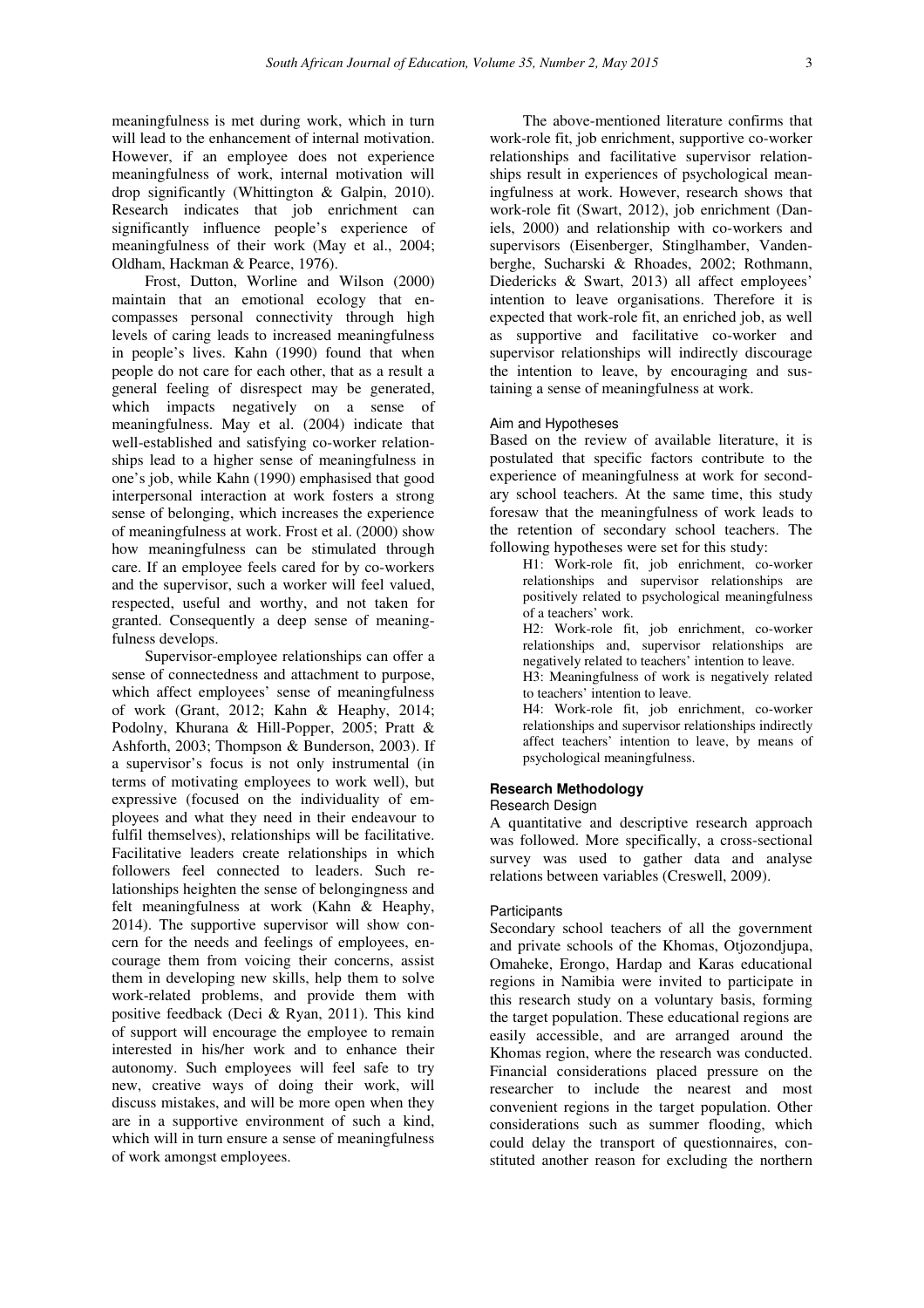meaningfulness is met during work, which in turn will lead to the enhancement of internal motivation. However, if an employee does not experience meaningfulness of work, internal motivation will drop significantly (Whittington & Galpin, 2010). Research indicates that job enrichment can significantly influence people's experience of meaningfulness of their work (May et al., 2004; Oldham, Hackman & Pearce, 1976).

Frost, Dutton, Worline and Wilson (2000) maintain that an emotional ecology that encompasses personal connectivity through high levels of caring leads to increased meaningfulness in people's lives. Kahn (1990) found that when people do not care for each other, that as a result a general feeling of disrespect may be generated, which impacts negatively on a sense of meaningfulness. May et al. (2004) indicate that well-established and satisfying co-worker relationships lead to a higher sense of meaningfulness in one's job, while Kahn (1990) emphasised that good interpersonal interaction at work fosters a strong sense of belonging, which increases the experience of meaningfulness at work. Frost et al. (2000) show how meaningfulness can be stimulated through care. If an employee feels cared for by co-workers and the supervisor, such a worker will feel valued, respected, useful and worthy, and not taken for granted. Consequently a deep sense of meaningfulness develops.

Supervisor-employee relationships can offer a sense of connectedness and attachment to purpose, which affect employees' sense of meaningfulness of work (Grant, 2012; Kahn & Heaphy, 2014; Podolny, Khurana & Hill-Popper, 2005; Pratt & Ashforth, 2003; Thompson & Bunderson, 2003). If a supervisor's focus is not only instrumental (in terms of motivating employees to work well), but expressive (focused on the individuality of employees and what they need in their endeavour to fulfil themselves), relationships will be facilitative. Facilitative leaders create relationships in which followers feel connected to leaders. Such relationships heighten the sense of belongingness and felt meaningfulness at work (Kahn & Heaphy, 2014). The supportive supervisor will show concern for the needs and feelings of employees, encourage them from voicing their concerns, assist them in developing new skills, help them to solve work-related problems, and provide them with positive feedback (Deci & Ryan, 2011). This kind of support will encourage the employee to remain interested in his/her work and to enhance their autonomy. Such employees will feel safe to try new, creative ways of doing their work, will discuss mistakes, and will be more open when they are in a supportive environment of such a kind, which will in turn ensure a sense of meaningfulness of work amongst employees.

The above-mentioned literature confirms that work-role fit, job enrichment, supportive co-worker relationships and facilitative supervisor relationships result in experiences of psychological meaningfulness at work. However, research shows that work-role fit (Swart, 2012), job enrichment (Daniels, 2000) and relationship with co-workers and supervisors (Eisenberger, Stinglhamber, Vandenberghe, Sucharski & Rhoades, 2002; Rothmann, Diedericks & Swart, 2013) all affect employees' intention to leave organisations. Therefore it is expected that work-role fit, an enriched job, as well as supportive and facilitative co-worker and supervisor relationships will indirectly discourage the intention to leave, by encouraging and sustaining a sense of meaningfulness at work.

### Aim and Hypotheses

Based on the review of available literature, it is postulated that specific factors contribute to the experience of meaningfulness at work for secondary school teachers. At the same time, this study foresaw that the meaningfulness of work leads to the retention of secondary school teachers. The following hypotheses were set for this study:

H1: Work-role fit, job enrichment, co-worker relationships and supervisor relationships are positively related to psychological meaningfulness of a teachers' work.

H2: Work-role fit, job enrichment, co-worker relationships and, supervisor relationships are negatively related to teachers' intention to leave.

H3: Meaningfulness of work is negatively related to teachers' intention to leave.

H4: Work-role fit, job enrichment, co-worker relationships and supervisor relationships indirectly affect teachers' intention to leave, by means of psychological meaningfulness.

## Research Methodology

### Research Design

A quantitative and descriptive research approach was followed. More specifically, a cross-sectional survey was used to gather data and analyse relations between variables (Creswell, 2009).

### Participants

Secondary school teachers of all the government and private schools of the Khomas, Otjozondjupa, Omaheke, Erongo, Hardap and Karas educational regions in Namibia were invited to participate in this research study on a voluntary basis, forming the target population. These educational regions are easily accessible, and are arranged around the Khomas region, where the research was conducted. Financial considerations placed pressure on the researcher to include the nearest and most convenient regions in the target population. Other considerations such as summer flooding, which could delay the transport of questionnaires, constituted another reason for excluding the northern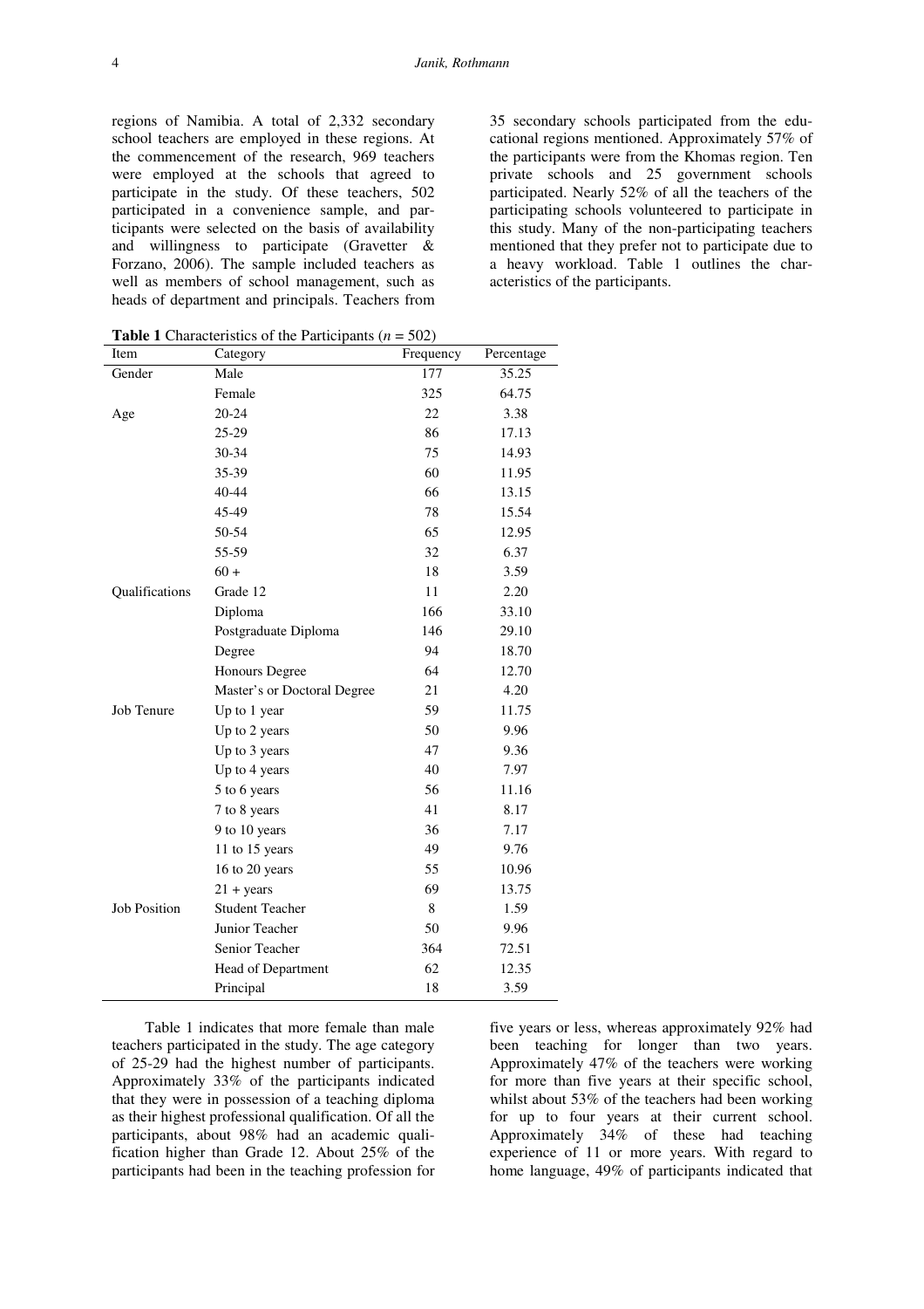regions of Namibia. A total of 2,332 secondary school teachers are employed in these regions. At the commencement of the research, 969 teachers were employed at the schools that agreed to participate in the study. Of these teachers, 502 participated in a convenience sample, and participants were selected on the basis of availability and willingness to participate (Gravetter & Forzano, 2006). The sample included teachers as well as members of school management, such as heads of department and principals. Teachers from 35 secondary schools participated from the educational regions mentioned. Approximately 57% of the participants were from the Khomas region. Ten private schools and 25 government schools participated. Nearly 52% of all the teachers of the participating schools volunteered to participate in this study. Many of the non-participating teachers mentioned that they prefer not to participate due to a heavy workload. Table 1 outlines the characteristics of the participants.

**Table 1** Characteristics of the Participants (*n* = 502)

| Item | Category | Frequency | Percentage |
|---|---|---|---|
| Gender | Male | 177 | 35.25 |
| | Female | 325 | 64.75 |
| Age | 20-24 | 22 | 3.38 |
| | 25-29 | 86 | 17.13 |
| | 30-34 | 75 | 14.93 |
| | 35-39 | 60 | 11.95 |
| | 40-44 | 66 | 13.15 |
| | 45-49 | 78 | 15.54 |
| | 50-54 | 65 | 12.95 |
| | 55-59 | 32 | 6.37 |
| | 60 + | 18 | 3.59 |
| Qualifications | Grade 12 | 11 | 2.20 |
| | Diploma | 166 | 33.10 |
| | Postgraduate Diploma | 146 | 29.10 |
| | Degree | 94 | 18.70 |
| | Honours Degree | 64 | 12.70 |
| | Master's or Doctoral Degree | 21 | 4.20 |
| Job Tenure | Up to 1 year | 59 | 11.75 |
| | Up to 2 years | 50 | 9.96 |
| | Up to 3 years | 47 | 9.36 |
| | Up to 4 years | 40 | 7.97 |
| | 5 to 6 years | 56 | 11.16 |
| | 7 to 8 years | 41 | 8.17 |
| | 9 to 10 years | 36 | 7.17 |
| | 11 to 15 years | 49 | 9.76 |
| | 16 to 20 years | 55 | 10.96 |
| | 21 + years | 69 | 13.75 |
| Job Position | Student Teacher | 8 | 1.59 |
| | Junior Teacher | 50 | 9.96 |
| | Senior Teacher | 364 | 72.51 |
| | Head of Department | 62 | 12.35 |
| | Principal | 18 | 3.59 |

Table 1 indicates that more female than male teachers participated in the study. The age category of 25-29 had the highest number of participants. Approximately 33% of the participants indicated that they were in possession of a teaching diploma as their highest professional qualification. Of all the participants, about 98% had an academic qualification higher than Grade 12. About 25% of the participants had been in the teaching profession for five years or less, whereas approximately 92% had been teaching for longer than two years. Approximately 47% of the teachers were working for more than five years at their specific school, whilst about 53% of the teachers had been working for up to four years at their current school. Approximately 34% of these had teaching experience of 11 or more years. With regard to home language, 49% of participants indicated that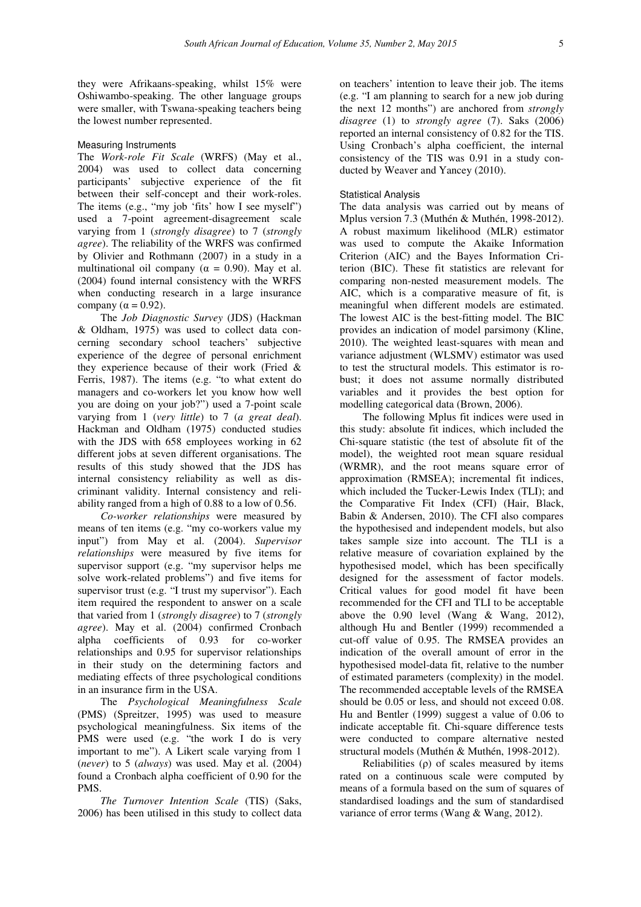they were Afrikaans-speaking, whilst 15% were Oshiwambo-speaking. The other language groups were smaller, with Tswana-speaking teachers being the lowest number represented.

### Measuring Instruments

The *Work-role Fit Scale* (WRFS) (May et al., 2004) was used to collect data concerning participants' subjective experience of the fit between their self-concept and their work-roles. The items (e.g., "my job 'fits' how I see myself") used a 7-point agreement-disagreement scale varying from 1 (*strongly disagree*) to 7 (*strongly agree*). The reliability of the WRFS was confirmed by Olivier and Rothmann (2007) in a study in a multinational oil company ($\alpha = 0.90$). May et al. (2004) found internal consistency with the WRFS when conducting research in a large insurance company ($\alpha = 0.92$).

The *Job Diagnostic Survey* (JDS) (Hackman & Oldham, 1975) was used to collect data concerning secondary school teachers' subjective experience of the degree of personal enrichment they experience because of their work (Fried & Ferris, 1987). The items (e.g. "to what extent do managers and co-workers let you know how well you are doing on your job?") used a 7-point scale varying from 1 (*very little*) to 7 (*a great deal*). Hackman and Oldham (1975) conducted studies with the JDS with 658 employees working in 62 different jobs at seven different organisations. The results of this study showed that the JDS has internal consistency reliability as well as discriminant validity. Internal consistency and reliability ranged from a high of 0.88 to a low of 0.56.

*Co-worker relationships* were measured by means of ten items (e.g. "my co-workers value my input") from May et al. (2004). *Supervisor relationships* were measured by five items for supervisor support (e.g. "my supervisor helps me solve work-related problems") and five items for supervisor trust (e.g. "I trust my supervisor"). Each item required the respondent to answer on a scale that varied from 1 (*strongly disagree*) to 7 (*strongly agree*). May et al. (2004) confirmed Cronbach alpha coefficients of 0.93 for co-worker relationships and 0.95 for supervisor relationships in their study on the determining factors and mediating effects of three psychological conditions in an insurance firm in the USA.

The *Psychological Meaningfulness Scale* (PMS) (Spreitzer, 1995) was used to measure psychological meaningfulness. Six items of the PMS were used (e.g. "the work I do is very important to me"). A Likert scale varying from 1 (*never*) to 5 (*always*) was used. May et al. (2004) found a Cronbach alpha coefficient of 0.90 for the PMS.

*The Turnover Intention Scale* (TIS) (Saks, 2006) has been utilised in this study to collect data on teachers' intention to leave their job. The items (e.g. "I am planning to search for a new job during the next 12 months") are anchored from *strongly disagree* (1) to *strongly agree* (7). Saks (2006) reported an internal consistency of 0.82 for the TIS. Using Cronbach's alpha coefficient, the internal consistency of the TIS was 0.91 in a study conducted by Weaver and Yancey (2010).

### Statistical Analysis

The data analysis was carried out by means of Mplus version 7.3 (Muthén & Muthén, 1998-2012). A robust maximum likelihood (MLR) estimator was used to compute the Akaike Information Criterion (AIC) and the Bayes Information Criterion (BIC). These fit statistics are relevant for comparing non-nested measurement models. The AIC, which is a comparative measure of fit, is meaningful when different models are estimated. The lowest AIC is the best-fitting model. The BIC provides an indication of model parsimony (Kline, 2010). The weighted least-squares with mean and variance adjustment (WLSMV) estimator was used to test the structural models. This estimator is robust; it does not assume normally distributed variables and it provides the best option for modelling categorical data (Brown, 2006).

The following Mplus fit indices were used in this study: absolute fit indices, which included the Chi-square statistic (the test of absolute fit of the model), the weighted root mean square residual (WRMR), and the root means square error of approximation (RMSEA); incremental fit indices, which included the Tucker-Lewis Index (TLI); and the Comparative Fit Index (CFI) (Hair, Black, Babin & Andersen, 2010). The CFI also compares the hypothesised and independent models, but also takes sample size into account. The TLI is a relative measure of covariation explained by the hypothesised model, which has been specifically designed for the assessment of factor models. Critical values for good model fit have been recommended for the CFI and TLI to be acceptable above the 0.90 level (Wang & Wang, 2012), although Hu and Bentler (1999) recommended a cut-off value of 0.95. The RMSEA provides an indication of the overall amount of error in the hypothesised model-data fit, relative to the number of estimated parameters (complexity) in the model. The recommended acceptable levels of the RMSEA should be 0.05 or less, and should not exceed 0.08. Hu and Bentler (1999) suggest a value of 0.06 to indicate acceptable fit. Chi-square difference tests were conducted to compare alternative nested structural models (Muthén & Muthén, 1998-2012).

Reliabilities ($\rho$) of scales measured by items rated on a continuous scale were computed by means of a formula based on the sum of squares of standardised loadings and the sum of standardised variance of error terms (Wang & Wang, 2012).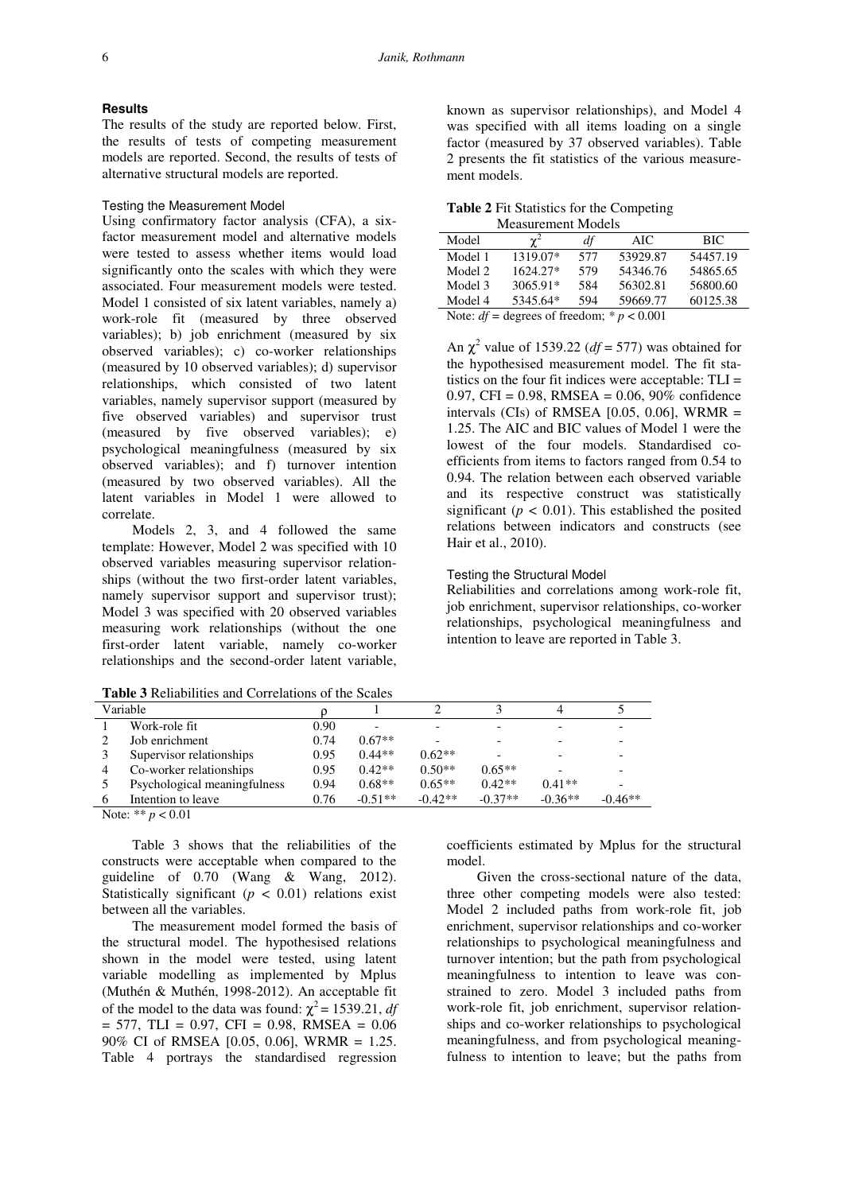## Results

The results of the study are reported below. First, the results of tests of competing measurement models are reported. Second, the results of tests of alternative structural models are reported.

### Testing the Measurement Model

Using confirmatory factor analysis (CFA), a six-factor measurement model and alternative models were tested to assess whether items would load significantly onto the scales with which they were associated. Four measurement models were tested. Model 1 consisted of six latent variables, namely a) work-role fit (measured by three observed variables); b) job enrichment (measured by six observed variables); c) co-worker relationships (measured by 10 observed variables); d) supervisor relationships, which consisted of two latent variables, namely supervisor support (measured by five observed variables) and supervisor trust (measured by five observed variables); e) psychological meaningfulness (measured by six observed variables); and f) turnover intention (measured by two observed variables). All the latent variables in Model 1 were allowed to correlate.

Models 2, 3, and 4 followed the same template: However, Model 2 was specified with 10 observed variables measuring supervisor relationships (without the two first-order latent variables, namely supervisor support and supervisor trust); Model 3 was specified with 20 observed variables measuring work relationships (without the one first-order latent variable, namely co-worker relationships and the second-order latent variable, known as supervisor relationships), and Model 4 was specified with all items loading on a single factor (measured by 37 observed variables). Table 2 presents the fit statistics of the various measurement models.

**Table 2** Fit Statistics for the Competing Measurement Models

| Model | $\chi^2$ | *df* | AIC | BIC |
|---|---|---|---|---|
| Model 1 | 1319.07* | 577 | 53929.87 | 54457.19 |
| Model 2 | 1624.27* | 579 | 54346.76 | 54865.65 |
| Model 3 | 3065.91* | 584 | 56302.81 | 56800.60 |
| Model 4 | 5345.64* | 594 | 59669.77 | 60125.38 |

Note: $df$ = degrees of freedom; * $p < 0.001$

An $\chi^2$ value of 1539.22 ($df = 577$) was obtained for the hypothesised measurement model. The fit statistics on the four fit indices were acceptable: TLI = 0.97, CFI = 0.98, RMSEA = 0.06, 90% confidence intervals (CIs) of RMSEA [0.05, 0.06], WRMR = 1.25. The AIC and BIC values of Model 1 were the lowest of the four models. Standardised coefficients from items to factors ranged from 0.54 to 0.94. The relation between each observed variable and its respective construct was statistically significant ($p < 0.01$). This established the posited relations between indicators and constructs (see Hair et al., 2010).

### Testing the Structural Model

Reliabilities and correlations among work-role fit, job enrichment, supervisor relationships, co-worker relationships, psychological meaningfulness and intention to leave are reported in Table 3.

**Table 3** Reliabilities and Correlations of the Scales

| | Variable | ρ | 1 | 2 | 3 | 4 | 5 |
|---|---|---|---|---|---|---|---|
| 1 | Work-role fit | 0.90 | - | - | - | - | - |
| 2 | Job enrichment | 0.74 | 0.67** | - | - | - | - |
| 3 | Supervisor relationships | 0.95 | 0.44** | 0.62** | - | - | - |
| 4 | Co-worker relationships | 0.95 | 0.42** | 0.50** | 0.65** | - | - |
| 5 | Psychological meaningfulness | 0.94 | 0.68** | 0.65** | 0.42** | 0.41** | - |
| 6 | Intention to leave | 0.76 | -0.51** | -0.42** | -0.37** | -0.36** | -0.46** |

Note: ** $p < 0.01$

Table 3 shows that the reliabilities of the constructs were acceptable when compared to the guideline of 0.70 (Wang & Wang, 2012). Statistically significant ($p < 0.01$) relations exist between all the variables.

The measurement model formed the basis of the structural model. The hypothesised relations shown in the model were tested, using latent variable modelling as implemented by Mplus (Muthén & Muthén, 1998-2012). An acceptable fit of the model to the data was found: $\chi^2 = 1539.21$, $df = 577$, TLI = 0.97, CFI = 0.98, RMSEA = 0.06 90% CI of RMSEA [0.05, 0.06], WRMR = 1.25. Table 4 portrays the standardised regression coefficients estimated by Mplus for the structural model.

Given the cross-sectional nature of the data, three other competing models were also tested: Model 2 included paths from work-role fit, job enrichment, supervisor relationships and co-worker relationships to psychological meaningfulness and turnover intention; but the path from psychological meaningfulness to intention to leave was constrained to zero. Model 3 included paths from work-role fit, job enrichment, supervisor relationships and co-worker relationships to psychological meaningfulness, and from psychological meaningfulness to intention to leave; but the paths from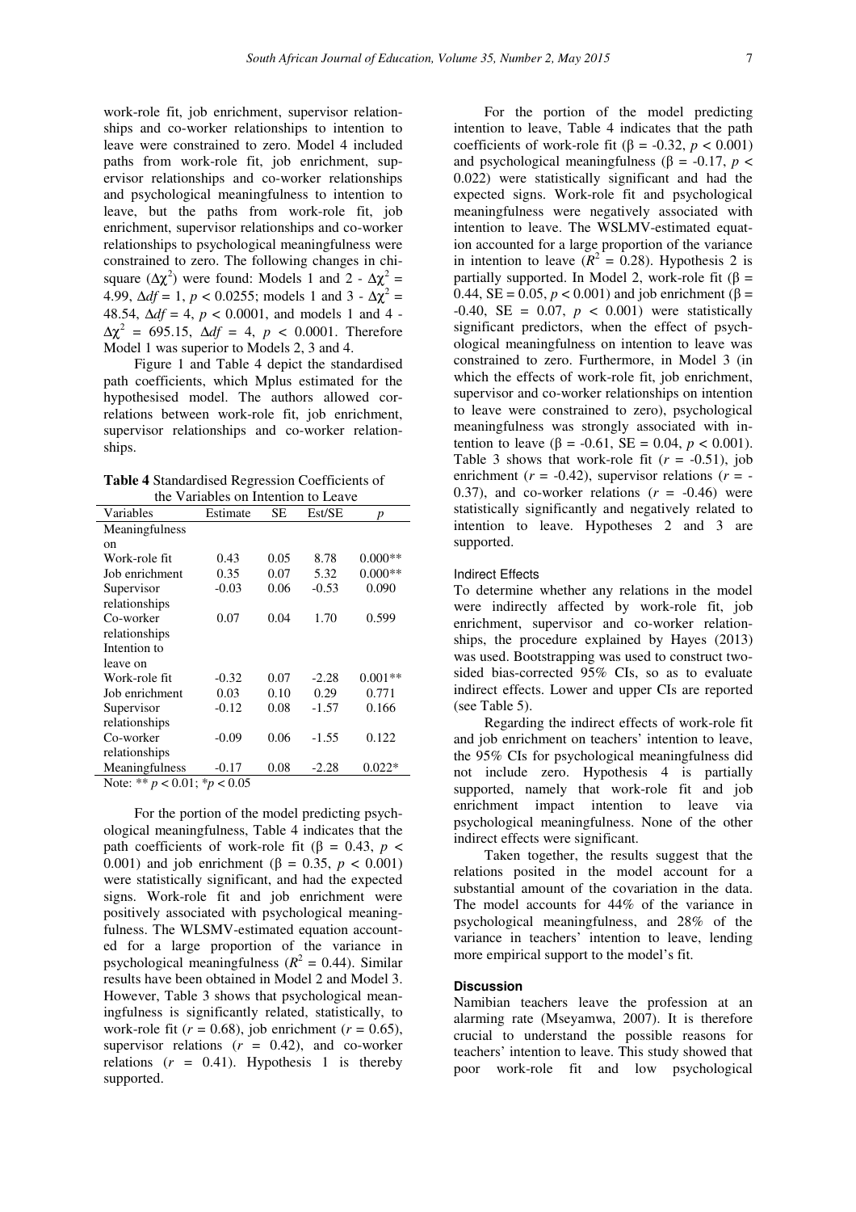work-role fit, job enrichment, supervisor relationships and co-worker relationships to intention to leave were constrained to zero. Model 4 included paths from work-role fit, job enrichment, supervisor relationships and co-worker relationships and psychological meaningfulness to intention to leave, but the paths from work-role fit, job enrichment, supervisor relationships and co-worker relationships to psychological meaningfulness were constrained to zero. The following changes in chi-square ($\Delta\chi^2$) were found: Models 1 and 2 - $\Delta\chi^2$ = 4.99, $\Delta df$ = 1, $p$ < 0.0255; models 1 and 3 - $\Delta\chi^2$ = 48.54, $\Delta df$ = 4, $p$ < 0.0001, and models 1 and 4 - $\Delta\chi^2$ = 695.15, $\Delta df$ = 4, $p$ < 0.0001. Therefore Model 1 was superior to Models 2, 3 and 4.

Figure 1 and Table 4 depict the standardised path coefficients, which Mplus estimated for the hypothesised model. The authors allowed correlations between work-role fit, job enrichment, supervisor relationships and co-worker relationships.

**Table 4** Standardised Regression Coefficients of the Variables on Intention to Leave

| Variables | Estimate | SE | Est/SE | *p* |
|---|---|---|---|---|
| Meaningfulness on | | | | |
| Work-role fit | 0.43 | 0.05 | 8.78 | 0.000** |
| Job enrichment | 0.35 | 0.07 | 5.32 | 0.000** |
| Supervisor relationships | -0.03 | 0.06 | -0.53 | 0.090 |
| Co-worker relationships | 0.07 | 0.04 | 1.70 | 0.599 |
| Intention to leave on | | | | |
| Work-role fit | -0.32 | 0.07 | -2.28 | 0.001** |
| Job enrichment | 0.03 | 0.10 | 0.29 | 0.771 |
| Supervisor relationships | -0.12 | 0.08 | -1.57 | 0.166 |
| Co-worker relationships | -0.09 | 0.06 | -1.55 | 0.122 |
| Meaningfulness | -0.17 | 0.08 | -2.28 | 0.022* |

Note: ** $p$ < 0.01; *$p$ < 0.05

For the portion of the model predicting psychological meaningfulness, Table 4 indicates that the path coefficients of work-role fit ($\beta$ = 0.43, $p$ < 0.001) and job enrichment ($\beta$ = 0.35, $p$ < 0.001) were statistically significant, and had the expected signs. Work-role fit and job enrichment were positively associated with psychological meaningfulness. The WLSMV-estimated equation accounted for a large proportion of the variance in psychological meaningfulness ($R^2$ = 0.44). Similar results have been obtained in Model 2 and Model 3. However, Table 3 shows that psychological meaningfulness is significantly related, statistically, to work-role fit ($r$ = 0.68), job enrichment ($r$ = 0.65), supervisor relations ($r$ = 0.42), and co-worker relations ($r$ = 0.41). Hypothesis 1 is thereby supported.

For the portion of the model predicting intention to leave, Table 4 indicates that the path coefficients of work-role fit ($\beta$ = -0.32, $p$ < 0.001) and psychological meaningfulness ($\beta$ = -0.17, $p$ < 0.022) were statistically significant and had the expected signs. Work-role fit and psychological meaningfulness were negatively associated with intention to leave. The WSLMV-estimated equation accounted for a large proportion of the variance in intention to leave ($R^2$ = 0.28). Hypothesis 2 is partially supported. In Model 2, work-role fit ($\beta$ = 0.44, SE = 0.05, $p$ < 0.001) and job enrichment ($\beta$ = -0.40, SE = 0.07, $p$ < 0.001) were statistically significant predictors, when the effect of psychological meaningfulness on intention to leave was constrained to zero. Furthermore, in Model 3 (in which the effects of work-role fit, job enrichment, supervisor and co-worker relationships on intention to leave were constrained to zero), psychological meaningfulness was strongly associated with intention to leave ($\beta$ = -0.61, SE = 0.04, $p$ < 0.001). Table 3 shows that work-role fit ($r$ = -0.51), job enrichment ($r$ = -0.42), supervisor relations ($r$ = -0.37), and co-worker relations ($r$ = -0.46) were statistically significantly and negatively related to intention to leave. Hypotheses 2 and 3 are supported.

### Indirect Effects

To determine whether any relations in the model were indirectly affected by work-role fit, job enrichment, supervisor and co-worker relationships, the procedure explained by Hayes (2013) was used. Bootstrapping was used to construct two-sided bias-corrected 95% CIs, so as to evaluate indirect effects. Lower and upper CIs are reported (see Table 5).

Regarding the indirect effects of work-role fit and job enrichment on teachers' intention to leave, the 95% CIs for psychological meaningfulness did not include zero. Hypothesis 4 is partially supported, namely that work-role fit and job enrichment impact intention to leave via psychological meaningfulness. None of the other indirect effects were significant.

Taken together, the results suggest that the relations posited in the model account for a substantial amount of the covariation in the data. The model accounts for 44% of the variance in psychological meaningfulness, and 28% of the variance in teachers' intention to leave, lending more empirical support to the model's fit.

## Discussion

Namibian teachers leave the profession at an alarming rate (Mseyamwa, 2007). It is therefore crucial to understand the possible reasons for teachers' intention to leave. This study showed that poor work-role fit and low psychological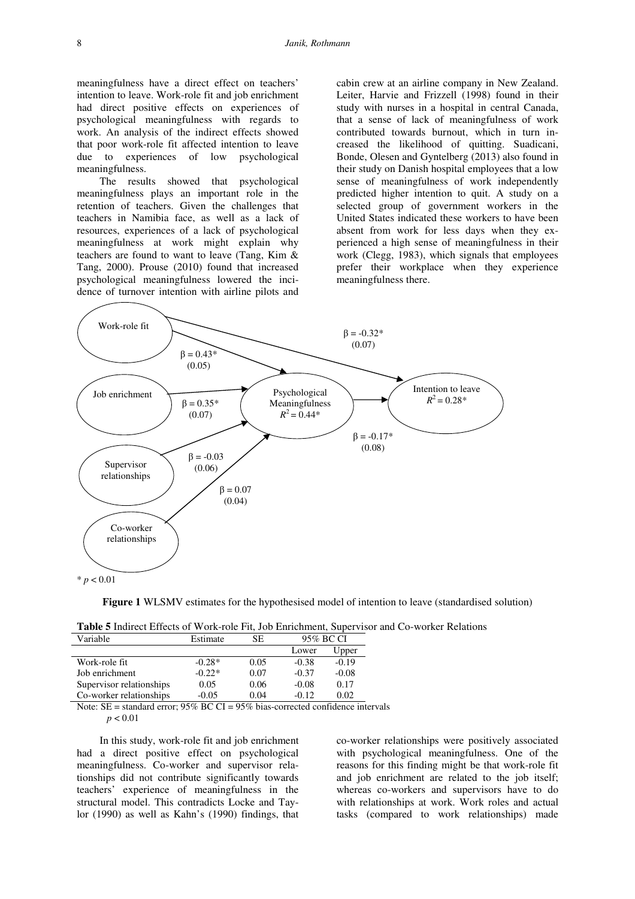meaningfulness have a direct effect on teachers' intention to leave. Work-role fit and job enrichment had direct positive effects on experiences of psychological meaningfulness with regards to work. An analysis of the indirect effects showed that poor work-role fit affected intention to leave due to experiences of low psychological meaningfulness.

The results showed that psychological meaningfulness plays an important role in the retention of teachers. Given the challenges that teachers in Namibia face, as well as a lack of resources, experiences of a lack of psychological meaningfulness at work might explain why teachers are found to want to leave (Tang, Kim & Tang, 2000). Prouse (2010) found that increased psychological meaningfulness lowered the incidence of turnover intention with airline pilots and cabin crew at an airline company in New Zealand. Leiter, Harvie and Frizzell (1998) found in their study with nurses in a hospital in central Canada, that a sense of lack of meaningfulness of work contributed towards burnout, which in turn increased the likelihood of quitting. Suadicani, Bonde, Olesen and Gyntelberg (2013) also found in their study on Danish hospital employees that a low sense of meaningfulness of work independently predicted higher intention to quit. A study on a selected group of government workers in the United States indicated these workers to have been absent from work for less days when they experienced a high sense of meaningfulness in their work (Clegg, 1983), which signals that employees prefer their workplace when they experience meaningfulness there.

Work-role fit → Psychological Meaningfulness: β = 0.43* (0.05)
Job enrichment → Psychological Meaningfulness: β = 0.35* (0.07)
Supervisor relationships → Psychological Meaningfulness: β = -0.03 (0.06)
Co-worker relationships → Psychological Meaningfulness: β = 0.07 (0.04)
Work-role fit → Intention to leave: β = -0.32* (0.07)
Psychological Meaningfulness ($R^2 = 0.44$*) → Intention to leave ($R^2 = 0.28$*): β = -0.17* (0.08)

\* $p < 0.01$

**Figure 1** WLSMV estimates for the hypothesised model of intention to leave (standardised solution)

**Table 5** Indirect Effects of Work-role Fit, Job Enrichment, Supervisor and Co-worker Relations

| Variable | Estimate | SE | 95% BC CI | |
|---|---|---|---|---|
| | | | Lower | Upper |
| Work-role fit | -0.28* | 0.05 | -0.38 | -0.19 |
| Job enrichment | -0.22* | 0.07 | -0.37 | -0.08 |
| Supervisor relationships | 0.05 | 0.06 | -0.08 | 0.17 |
| Co-worker relationships | -0.05 | 0.04 | -0.12 | 0.02 |

Note: SE = standard error; 95% BC CI = 95% bias-corrected confidence intervals
$p < 0.01$

In this study, work-role fit and job enrichment had a direct positive effect on psychological meaningfulness. Co-worker and supervisor relationships did not contribute significantly towards teachers' experience of meaningfulness in the structural model. This contradicts Locke and Taylor (1990) as well as Kahn's (1990) findings, that co-worker relationships were positively associated with psychological meaningfulness. One of the reasons for this finding might be that work-role fit and job enrichment are related to the job itself; whereas co-workers and supervisors have to do with relationships at work. Work roles and actual tasks (compared to work relationships) made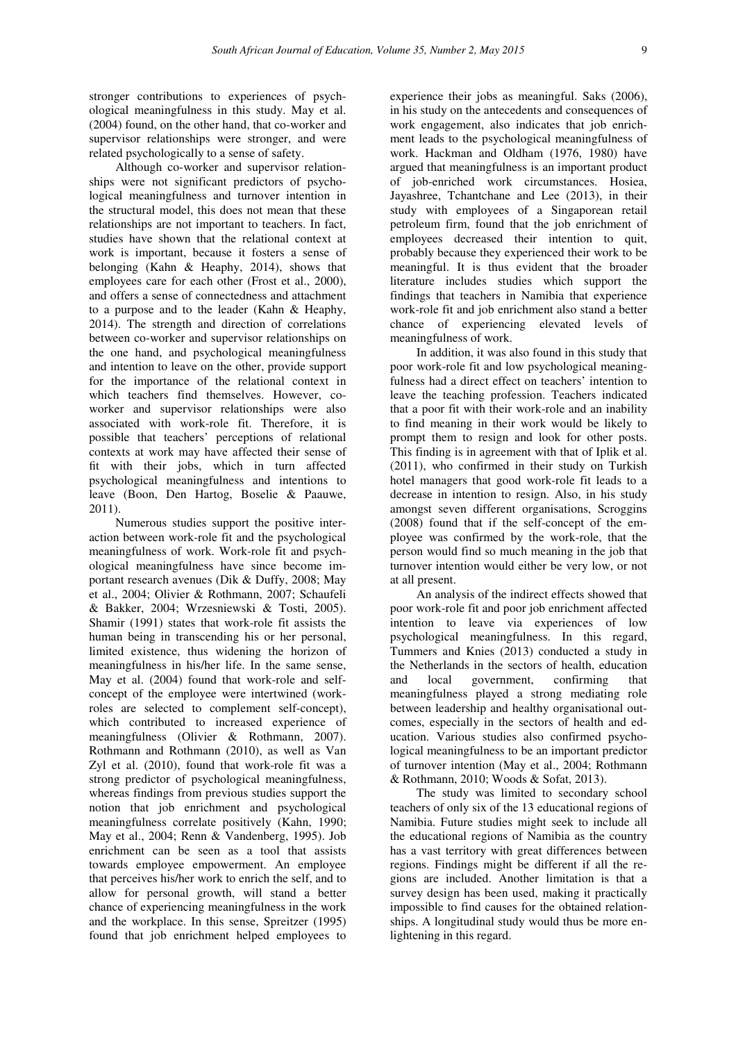stronger contributions to experiences of psychological meaningfulness in this study. May et al. (2004) found, on the other hand, that co-worker and supervisor relationships were stronger, and were related psychologically to a sense of safety.

Although co-worker and supervisor relationships were not significant predictors of psychological meaningfulness and turnover intention in the structural model, this does not mean that these relationships are not important to teachers. In fact, studies have shown that the relational context at work is important, because it fosters a sense of belonging (Kahn & Heaphy, 2014), shows that employees care for each other (Frost et al., 2000), and offers a sense of connectedness and attachment to a purpose and to the leader (Kahn & Heaphy, 2014). The strength and direction of correlations between co-worker and supervisor relationships on the one hand, and psychological meaningfulness and intention to leave on the other, provide support for the importance of the relational context in which teachers find themselves. However, co-worker and supervisor relationships were also associated with work-role fit. Therefore, it is possible that teachers' perceptions of relational contexts at work may have affected their sense of fit with their jobs, which in turn affected psychological meaningfulness and intentions to leave (Boon, Den Hartog, Boselie & Paauwe, 2011).

Numerous studies support the positive interaction between work-role fit and the psychological meaningfulness of work. Work-role fit and psychological meaningfulness have since become important research avenues (Dik & Duffy, 2008; May et al., 2004; Olivier & Rothmann, 2007; Schaufeli & Bakker, 2004; Wrzesniewski & Tosti, 2005). Shamir (1991) states that work-role fit assists the human being in transcending his or her personal, limited existence, thus widening the horizon of meaningfulness in his/her life. In the same sense, May et al. (2004) found that work-role and self-concept of the employee were intertwined (work-roles are selected to complement self-concept), which contributed to increased experience of meaningfulness (Olivier & Rothmann, 2007). Rothmann and Rothmann (2010), as well as Van Zyl et al. (2010), found that work-role fit was a strong predictor of psychological meaningfulness, whereas findings from previous studies support the notion that job enrichment and psychological meaningfulness correlate positively (Kahn, 1990; May et al., 2004; Renn & Vandenberg, 1995). Job enrichment can be seen as a tool that assists towards employee empowerment. An employee that perceives his/her work to enrich the self, and to allow for personal growth, will stand a better chance of experiencing meaningfulness in the work and the workplace. In this sense, Spreitzer (1995) found that job enrichment helped employees to experience their jobs as meaningful. Saks (2006), in his study on the antecedents and consequences of work engagement, also indicates that job enrichment leads to the psychological meaningfulness of work. Hackman and Oldham (1976, 1980) have argued that meaningfulness is an important product of job-enriched work circumstances. Hosiea, Jayashree, Tchantchane and Lee (2013), in their study with employees of a Singaporean retail petroleum firm, found that the job enrichment of employees decreased their intention to quit, probably because they experienced their work to be meaningful. It is thus evident that the broader literature includes studies which support the findings that teachers in Namibia that experience work-role fit and job enrichment also stand a better chance of experiencing elevated levels of meaningfulness of work.

In addition, it was also found in this study that poor work-role fit and low psychological meaningfulness had a direct effect on teachers' intention to leave the teaching profession. Teachers indicated that a poor fit with their work-role and an inability to find meaning in their work would be likely to prompt them to resign and look for other posts. This finding is in agreement with that of Iplik et al. (2011), who confirmed in their study on Turkish hotel managers that good work-role fit leads to a decrease in intention to resign. Also, in his study amongst seven different organisations, Scroggins (2008) found that if the self-concept of the employee was confirmed by the work-role, that the person would find so much meaning in the job that turnover intention would either be very low, or not at all present.

An analysis of the indirect effects showed that poor work-role fit and poor job enrichment affected intention to leave via experiences of low psychological meaningfulness. In this regard, Tummers and Knies (2013) conducted a study in the Netherlands in the sectors of health, education and local government, confirming that meaningfulness played a strong mediating role between leadership and healthy organisational outcomes, especially in the sectors of health and education. Various studies also confirmed psychological meaningfulness to be an important predictor of turnover intention (May et al., 2004; Rothmann & Rothmann, 2010; Woods & Sofat, 2013).

The study was limited to secondary school teachers of only six of the 13 educational regions of Namibia. Future studies might seek to include all the educational regions of Namibia as the country has a vast territory with great differences between regions. Findings might be different if all the regions are included. Another limitation is that a survey design has been used, making it practically impossible to find causes for the obtained relationships. A longitudinal study would thus be more enlightening in this regard.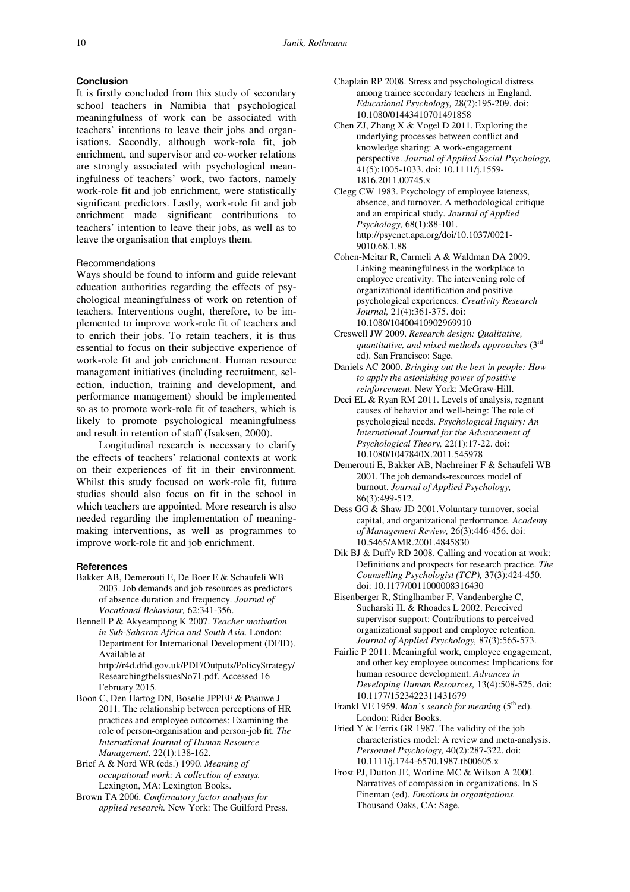## Conclusion

It is firstly concluded from this study of secondary school teachers in Namibia that psychological meaningfulness of work can be associated with teachers' intentions to leave their jobs and organisations. Secondly, although work-role fit, job enrichment, and supervisor and co-worker relations are strongly associated with psychological meaningfulness of teachers' work, two factors, namely work-role fit and job enrichment, were statistically significant predictors. Lastly, work-role fit and job enrichment made significant contributions to teachers' intention to leave their jobs, as well as to leave the organisation that employs them.

### Recommendations

Ways should be found to inform and guide relevant education authorities regarding the effects of psychological meaningfulness of work on retention of teachers. Interventions ought, therefore, to be implemented to improve work-role fit of teachers and to enrich their jobs. To retain teachers, it is thus essential to focus on their subjective experience of work-role fit and job enrichment. Human resource management initiatives (including recruitment, selection, induction, training and development, and performance management) should be implemented so as to promote work-role fit of teachers, which is likely to promote psychological meaningfulness and result in retention of staff (Isaksen, 2000).

Longitudinal research is necessary to clarify the effects of teachers' relational contexts at work on their experiences of fit in their environment. Whilst this study focused on work-role fit, future studies should also focus on fit in the school in which teachers are appointed. More research is also needed regarding the implementation of meaning-making interventions, as well as programmes to improve work-role fit and job enrichment.

## References

Bakker AB, Demerouti E, De Boer E & Schaufeli WB 2003. Job demands and job resources as predictors of absence duration and frequency. *Journal of Vocational Behaviour,* 62:341-356.

Bennell P & Akyeampong K 2007. *Teacher motivation in Sub-Saharan Africa and South Asia.* London: Department for International Development (DFID). Available at http://r4d.dfid.gov.uk/PDF/Outputs/PolicyStrategy/ResearchingtheIssuesNo71.pdf. Accessed 16 February 2015.

Boon C, Den Hartog DN, Boselie JPPEF & Paauwe J 2011. The relationship between perceptions of HR practices and employee outcomes: Examining the role of person-organisation and person-job fit. *The International Journal of Human Resource Management,* 22(1):138-162.

Brief A & Nord WR (eds.) 1990. *Meaning of occupational work: A collection of essays.* Lexington, MA: Lexington Books.

Brown TA 2006. *Confirmatory factor analysis for applied research.* New York: The Guilford Press.

Chaplain RP 2008. Stress and psychological distress among trainee secondary teachers in England. *Educational Psychology,* 28(2):195-209. doi: 10.1080/01443410701491858

Chen ZJ, Zhang X & Vogel D 2011. Exploring the underlying processes between conflict and knowledge sharing: A work-engagement perspective. *Journal of Applied Social Psychology,* 41(5):1005-1033. doi: 10.1111/j.1559-1816.2011.00745.x

Clegg CW 1983. Psychology of employee lateness, absence, and turnover. A methodological critique and an empirical study. *Journal of Applied Psychology,* 68(1):88-101. http://psycnet.apa.org/doi/10.1037/0021-9010.68.1.88

Cohen-Meitar R, Carmeli A & Waldman DA 2009. Linking meaningfulness in the workplace to employee creativity: The intervening role of organizational identification and positive psychological experiences. *Creativity Research Journal,* 21(4):361-375. doi: 10.1080/10400410902969910

Creswell JW 2009. *Research design: Qualitative, quantitative, and mixed methods approaches* (3rd ed). San Francisco: Sage.

Daniels AC 2000. *Bringing out the best in people: How to apply the astonishing power of positive reinforcement.* New York: McGraw-Hill.

Deci EL & Ryan RM 2011. Levels of analysis, regnant causes of behavior and well-being: The role of psychological needs. *Psychological Inquiry: An International Journal for the Advancement of Psychological Theory,* 22(1):17-22. doi: 10.1080/1047840X.2011.545978

Demerouti E, Bakker AB, Nachreiner F & Schaufeli WB 2001. The job demands-resources model of burnout. *Journal of Applied Psychology,* 86(3):499-512.

Dess GG & Shaw JD 2001.Voluntary turnover, social capital, and organizational performance. *Academy of Management Review,* 26(3):446-456. doi: 10.5465/AMR.2001.4845830

Dik BJ & Duffy RD 2008. Calling and vocation at work: Definitions and prospects for research practice. *The Counselling Psychologist (TCP),* 37(3):424-450. doi: 10.1177/0011000008316430

Eisenberger R, Stinglhamber F, Vandenberghe C, Sucharski IL & Rhoades L 2002. Perceived supervisor support: Contributions to perceived organizational support and employee retention. *Journal of Applied Psychology,* 87(3):565-573.

Fairlie P 2011. Meaningful work, employee engagement, and other key employee outcomes: Implications for human resource development. *Advances in Developing Human Resources,* 13(4):508-525. doi: 10.1177/1523422311431679

Frankl VE 1959. *Man's search for meaning* (5th ed). London: Rider Books.

Fried Y & Ferris GR 1987. The validity of the job characteristics model: A review and meta-analysis. *Personnel Psychology,* 40(2):287-322. doi: 10.1111/j.1744-6570.1987.tb00605.x

Frost PJ, Dutton JE, Worline MC & Wilson A 2000. Narratives of compassion in organizations. In S Fineman (ed). *Emotions in organizations.* Thousand Oaks, CA: Sage.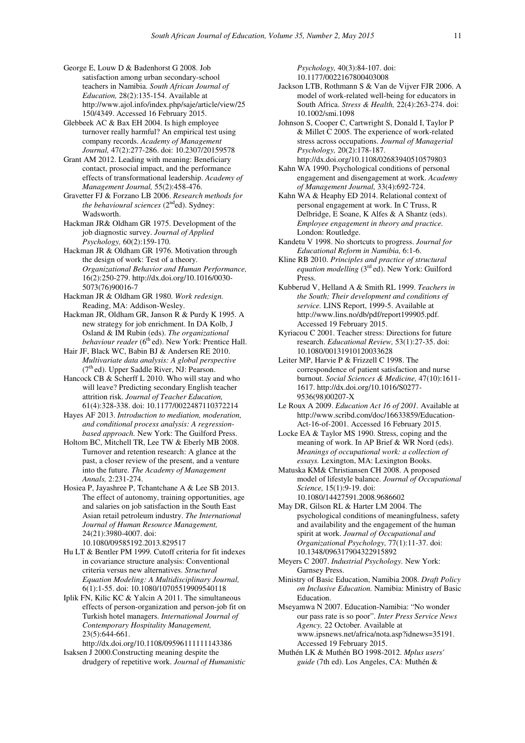George E, Louw D & Badenhorst G 2008. Job satisfaction among urban secondary-school teachers in Namibia. *South African Journal of Education,* 28(2):135-154. Available at http://www.ajol.info/index.php/saje/article/view/25150/4349. Accessed 16 February 2015.

Glebbeek AC & Bax EH 2004. Is high employee turnover really harmful? An empirical test using company records. *Academy of Management Journal,* 47(2):277-286. doi: 10.2307/20159578

Grant AM 2012. Leading with meaning: Beneficiary contact, prosocial impact, and the performance effects of transformational leadership. *Academy of Management Journal,* 55(2):458-476.

Gravetter FJ & Forzano LB 2006. *Research methods for the behavioural sciences* (2nd ed). Sydney: Wadsworth.

Hackman JR& Oldham GR 1975. Development of the job diagnostic survey. *Journal of Applied Psychology,* 60(2):159-170.

Hackman JR & Oldham GR 1976. Motivation through the design of work: Test of a theory. *Organizational Behavior and Human Performance,* 16(2):250-279. http://dx.doi.org/10.1016/0030-5073(76)90016-7

Hackman JR & Oldham GR 1980. *Work redesign.* Reading, MA: Addison-Wesley.

Hackman JR, Oldham GR, Janson R & Purdy K 1995. A new strategy for job enrichment. In DA Kolb, J Osland & IM Rubin (eds). *The organizational behaviour reader* (6th ed). New York: Prentice Hall.

Hair JF, Black WC, Babin BJ & Andersen RE 2010. *Multivariate data analysis: A global perspective* (7th ed). Upper Saddle River, NJ: Pearson.

Hancock CB & Scherff L 2010. Who will stay and who will leave? Predicting secondary English teacher attrition risk. *Journal of Teacher Education,* 61(4):328-338. doi: 10.1177/0022487110372214

Hayes AF 2013. *Introduction to mediation, moderation, and conditional process analysis: A regression-based approach.* New York: The Guilford Press.

Holtom BC, Mitchell TR, Lee TW & Eberly MB 2008. Turnover and retention research: A glance at the past, a closer review of the present, and a venture into the future. *The Academy of Management Annals,* 2:231-274.

Hosiea P, Jayashree P, Tchantchane A & Lee SB 2013. The effect of autonomy, training opportunities, age and salaries on job satisfaction in the South East Asian retail petroleum industry. *The International Journal of Human Resource Management,* 24(21):3980-4007. doi: 10.1080/09585192.2013.829517

Hu LT & Bentler PM 1999. Cutoff criteria for fit indexes in covariance structure analysis: Conventional criteria versus new alternatives. *Structural Equation Modeling: A Multidisciplinary Journal,* 6(1):1-55. doi: 10.1080/10705519909540118

Iplik FN, Kilic KC & Yalcin A 2011. The simultaneous effects of person-organization and person-job fit on Turkish hotel managers. *International Journal of Contemporary Hospitality Management,* 23(5):644-661. http://dx.doi.org/10.1108/09596111111143386

Isaksen J 2000.Constructing meaning despite the drudgery of repetitive work. *Journal of Humanistic Psychology,* 40(3):84-107. doi: 10.1177/0022167800403008

Jackson LTB, Rothmann S & Van de Vijver FJR 2006. A model of work-related well-being for educators in South Africa. *Stress & Health,* 22(4):263-274. doi: 10.1002/smi.1098

Johnson S, Cooper C, Cartwright S, Donald I, Taylor P & Millet C 2005. The experience of work-related stress across occupations. *Journal of Managerial Psychology,* 20(2):178-187. http://dx.doi.org/10.1108/02683940510579803

Kahn WA 1990. Psychological conditions of personal engagement and disengagement at work. *Academy of Management Journal,* 33(4):692-724.

Kahn WA & Heaphy ED 2014. Relational context of personal engagement at work. In C Truss, R Delbridge, E Soane, K Alfes & A Shantz (eds). *Employee engagement in theory and practice.* London: Routledge.

Kandetu V 1998. No shortcuts to progress. *Journal for Educational Reform in Namibia,* 6:1-6.

Kline RB 2010. *Principles and practice of structural equation modelling* (3rd ed). New York: Guilford Press.

Kubberud V, Helland A & Smith RL 1999. *Teachers in the South; Their development and conditions of service.* LINS Report, 1999-5. Available at http://www.lins.no/db/pdf/report199905.pdf. Accessed 19 February 2015.

Kyriacou C 2001. Teacher stress: Directions for future research. *Educational Review,* 53(1):27-35. doi: 10.1080/00131910120033628

Leiter MP, Harvie P & Frizzell C 1998. The correspondence of patient satisfaction and nurse burnout. *Social Sciences & Medicine,* 47(10):1611-1617. http://dx.doi.org/10.1016/S0277-9536(98)00207-X

Le Roux A 2009. *Education Act 16 of 2001.* Available at http://www.scribd.com/doc/16633859/Education-Act-16-of-2001. Accessed 16 February 2015.

Locke EA & Taylor MS 1990. Stress, coping and the meaning of work. In AP Brief & WR Nord (eds). *Meanings of occupational work: a collection of essays.* Lexington, MA: Lexington Books.

Matuska KM& Christiansen CH 2008. A proposed model of lifestyle balance. *Journal of Occupational Science,* 15(1):9-19. doi: 10.1080/14427591.2008.9686602

May DR, Gilson RL & Harter LM 2004. The psychological conditions of meaningfulness, safety and availability and the engagement of the human spirit at work. *Journal of Occupational and Organizational Psychology,* 77(1):11-37. doi: 10.1348/096317904322915892

Meyers C 2007. *Industrial Psychology.* New York: Garnsey Press.

Ministry of Basic Education, Namibia 2008. *Draft Policy on Inclusive Education.* Namibia: Ministry of Basic Education.

Mseyamwa N 2007. Education-Namibia: "No wonder our pass rate is so poor". *Inter Press Service News Agency,* 22 October. Available at www.ipsnews.net/africa/nota.asp?idnews=35191. Accessed 19 February 2015.

Muthén LK & Muthén BO 1998-2012. *Mplus users' guide* (7th ed). Los Angeles, CA: Muthén &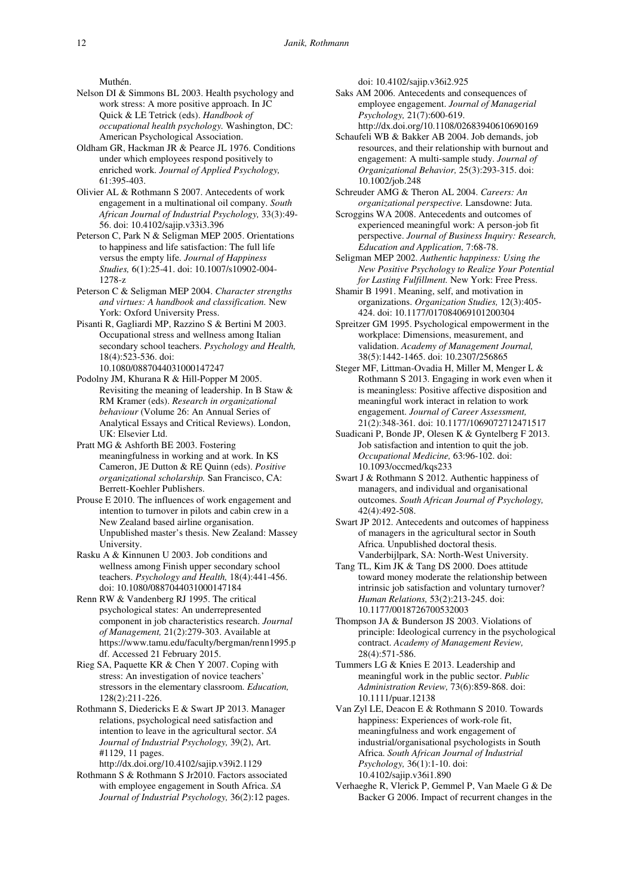Muthén.

Nelson DI & Simmons BL 2003. Health psychology and work stress: A more positive approach. In JC Quick & LE Tetrick (eds). *Handbook of occupational health psychology.* Washington, DC: American Psychological Association.

Oldham GR, Hackman JR & Pearce JL 1976. Conditions under which employees respond positively to enriched work. *Journal of Applied Psychology,* 61:395-403.

Olivier AL & Rothmann S 2007. Antecedents of work engagement in a multinational oil company. *South African Journal of Industrial Psychology,* 33(3):49-56. doi: 10.4102/sajip.v33i3.396

Peterson C, Park N & Seligman MEP 2005. Orientations to happiness and life satisfaction: The full life versus the empty life. *Journal of Happiness Studies,* 6(1):25-41. doi: 10.1007/s10902-004-1278-z

Peterson C & Seligman MEP 2004. *Character strengths and virtues: A handbook and classification.* New York: Oxford University Press.

Pisanti R, Gagliardi MP, Razzino S & Bertini M 2003. Occupational stress and wellness among Italian secondary school teachers. *Psychology and Health,* 18(4):523-536. doi: 10.1080/0887044031000147247

Podolny JM, Khurana R & Hill-Popper M 2005. Revisiting the meaning of leadership. In B Staw & RM Kramer (eds). *Research in organizational behaviour* (Volume 26: An Annual Series of Analytical Essays and Critical Reviews). London, UK: Elsevier Ltd.

Pratt MG & Ashforth BE 2003. Fostering meaningfulness in working and at work. In KS Cameron, JE Dutton & RE Quinn (eds). *Positive organizational scholarship.* San Francisco, CA: Berrett-Koehler Publishers.

Prouse E 2010. The influences of work engagement and intention to turnover in pilots and cabin crew in a New Zealand based airline organisation. Unpublished master's thesis. New Zealand: Massey University.

Rasku A & Kinnunen U 2003. Job conditions and wellness among Finish upper secondary school teachers. *Psychology and Health,* 18(4):441-456. doi: 10.1080/0887044031000147184

Renn RW & Vandenberg RJ 1995. The critical psychological states: An underrepresented component in job characteristics research. *Journal of Management,* 21(2):279-303. Available at https://www.tamu.edu/faculty/bergman/renn1995.pdf. Accessed 21 February 2015.

Rieg SA, Paquette KR & Chen Y 2007. Coping with stress: An investigation of novice teachers' stressors in the elementary classroom. *Education,* 128(2):211-226.

Rothmann S, Diedericks E & Swart JP 2013. Manager relations, psychological need satisfaction and intention to leave in the agricultural sector. *SA Journal of Industrial Psychology,* 39(2), Art. #1129, 11 pages. http://dx.doi.org/10.4102/sajip.v39i2.1129

Rothmann S & Rothmann S Jr2010. Factors associated with employee engagement in South Africa. *SA Journal of Industrial Psychology,* 36(2):12 pages. doi: 10.4102/sajip.v36i2.925

Saks AM 2006. Antecedents and consequences of employee engagement. *Journal of Managerial Psychology,* 21(7):600-619. http://dx.doi.org/10.1108/02683940610690169

Schaufeli WB & Bakker AB 2004. Job demands, job resources, and their relationship with burnout and engagement: A multi-sample study. *Journal of Organizational Behavior,* 25(3):293-315. doi: 10.1002/job.248

Schreuder AMG & Theron AL 2004. *Careers: An organizational perspective.* Lansdowne: Juta.

Scroggins WA 2008. Antecedents and outcomes of experienced meaningful work: A person-job fit perspective. *Journal of Business Inquiry: Research, Education and Application,* 7:68-78.

Seligman MEP 2002. *Authentic happiness: Using the New Positive Psychology to Realize Your Potential for Lasting Fulfillment.* New York: Free Press.

Shamir B 1991. Meaning, self, and motivation in organizations. *Organization Studies,* 12(3):405-424. doi: 10.1177/017084069101200304

Spreitzer GM 1995. Psychological empowerment in the workplace: Dimensions, measurement, and validation. *Academy of Management Journal,* 38(5):1442-1465. doi: 10.2307/256865

Steger MF, Littman-Ovadia H, Miller M, Menger L & Rothmann S 2013. Engaging in work even when it is meaningless: Positive affective disposition and meaningful work interact in relation to work engagement. *Journal of Career Assessment,* 21(2):348-361. doi: 10.1177/1069072712471517

Suadicani P, Bonde JP, Olesen K & Gyntelberg F 2013. Job satisfaction and intention to quit the job. *Occupational Medicine,* 63:96-102. doi: 10.1093/occmed/kqs233

Swart J & Rothmann S 2012. Authentic happiness of managers, and individual and organisational outcomes. *South African Journal of Psychology,* 42(4):492-508.

Swart JP 2012. Antecedents and outcomes of happiness of managers in the agricultural sector in South Africa. Unpublished doctoral thesis. Vanderbijlpark, SA: North-West University.

Tang TL, Kim JK & Tang DS 2000. Does attitude toward money moderate the relationship between intrinsic job satisfaction and voluntary turnover? *Human Relations,* 53(2):213-245. doi: 10.1177/0018726700532003

Thompson JA & Bunderson JS 2003. Violations of principle: Ideological currency in the psychological contract. *Academy of Management Review,* 28(4):571-586.

Tummers LG & Knies E 2013. Leadership and meaningful work in the public sector. *Public Administration Review,* 73(6):859-868. doi: 10.1111/puar.12138

Van Zyl LE, Deacon E & Rothmann S 2010. Towards happiness: Experiences of work-role fit, meaningfulness and work engagement of industrial/organisational psychologists in South Africa. *South African Journal of Industrial Psychology,* 36(1):1-10. doi: 10.4102/sajip.v36i1.890

Verhaeghe R, Vlerick P, Gemmel P, Van Maele G & De Backer G 2006. Impact of recurrent changes in the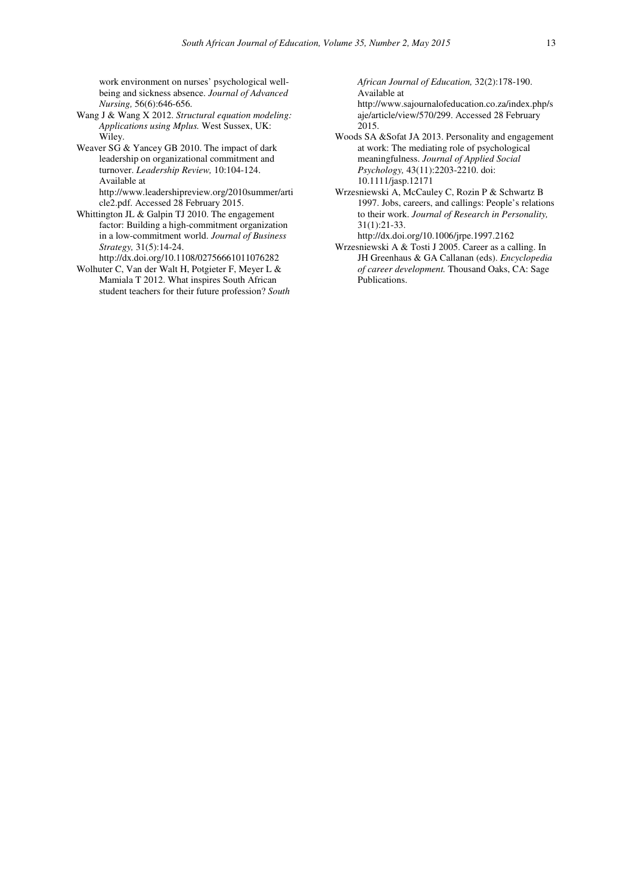work environment on nurses' psychological well-being and sickness absence. *Journal of Advanced Nursing,* 56(6):646-656.

Wang J & Wang X 2012. *Structural equation modeling: Applications using Mplus.* West Sussex, UK: Wiley.

Weaver SG & Yancey GB 2010. The impact of dark leadership on organizational commitment and turnover. *Leadership Review,* 10:104-124. Available at http://www.leadershipreview.org/2010summer/article2.pdf. Accessed 28 February 2015.

Whittington JL & Galpin TJ 2010. The engagement factor: Building a high-commitment organization in a low-commitment world. *Journal of Business Strategy,* 31(5):14-24. http://dx.doi.org/10.1108/02756661011076282

Wolhuter C, Van der Walt H, Potgieter F, Meyer L & Mamiala T 2012. What inspires South African student teachers for their future profession? *South African Journal of Education,* 32(2):178-190. Available at http://www.sajournalofeducation.co.za/index.php/saje/article/view/570/299. Accessed 28 February 2015.

Woods SA &Sofat JA 2013. Personality and engagement at work: The mediating role of psychological meaningfulness. *Journal of Applied Social Psychology,* 43(11):2203-2210. doi: 10.1111/jasp.12171

Wrzesniewski A, McCauley C, Rozin P & Schwartz B 1997. Jobs, careers, and callings: People's relations to their work. *Journal of Research in Personality,* 31(1):21-33. http://dx.doi.org/10.1006/jrpe.1997.2162

Wrzesniewski A & Tosti J 2005. Career as a calling. In JH Greenhaus & GA Callanan (eds). *Encyclopedia of career development.* Thousand Oaks, CA: Sage Publications.